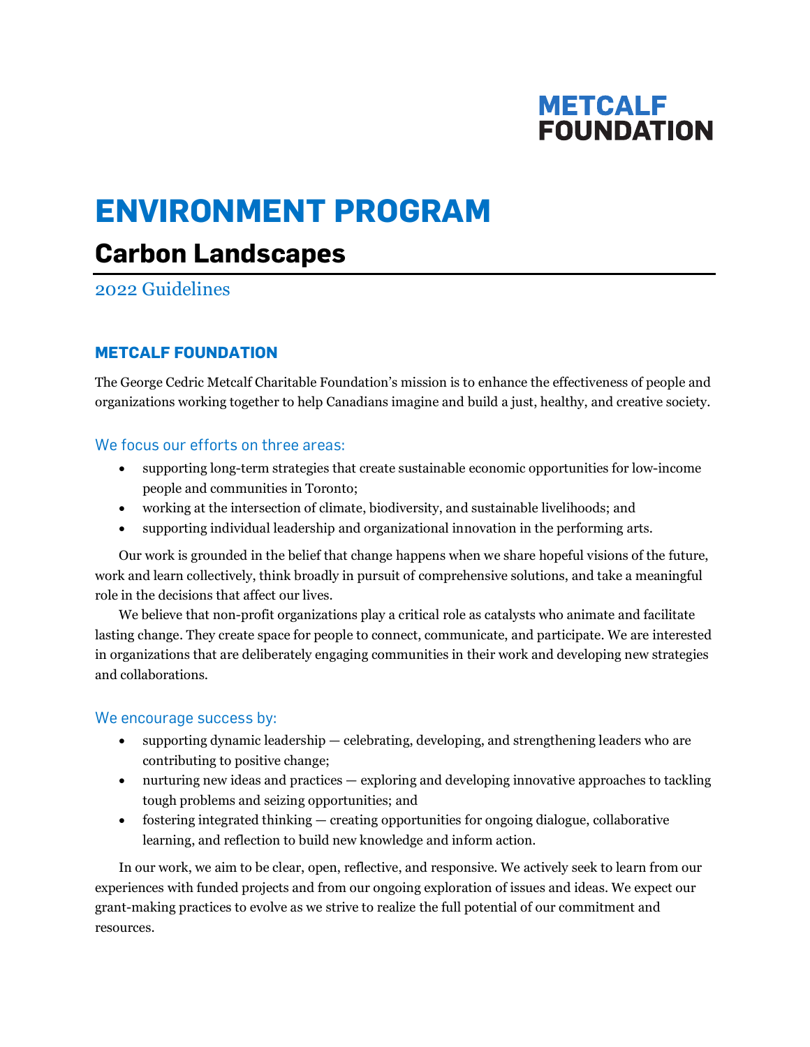METCALF FOUNDATION

# ENVIRONMENT PROGRAM

## Carbon Landscapes

2022 Guidelines

### METCALF FOUNDATION

The George Cedric Metcalf Charitable Foundation's mission is to enhance the effectiveness of people and organizations working together to help Canadians imagine and build a just, healthy, and creative society.

#### We focus our efforts on three areas:

- supporting long-term strategies that create sustainable economic opportunities for low-income people and communities in Toronto;
- working at the intersection of climate, biodiversity, and sustainable livelihoods; and
- supporting individual leadership and organizational innovation in the performing arts.

Our work is grounded in the belief that change happens when we share hopeful visions of the future, work and learn collectively, think broadly in pursuit of comprehensive solutions, and take a meaningful role in the decisions that affect our lives.

We believe that non-profit organizations play a critical role as catalysts who animate and facilitate lasting change. They create space for people to connect, communicate, and participate. We are interested in organizations that are deliberately engaging communities in their work and developing new strategies and collaborations.

#### We encourage success by:

- supporting dynamic leadership — celebrating, developing, and strengthening leaders who are contributing to positive change;
- nurturing new ideas and practices — exploring and developing innovative approaches to tackling tough problems and seizing opportunities; and
- fostering integrated thinking — creating opportunities for ongoing dialogue, collaborative learning, and reflection to build new knowledge and inform action.

In our work, we aim to be clear, open, reflective, and responsive. We actively seek to learn from our experiences with funded projects and from our ongoing exploration of issues and ideas. We expect our grant-making practices to evolve as we strive to realize the full potential of our commitment and resources.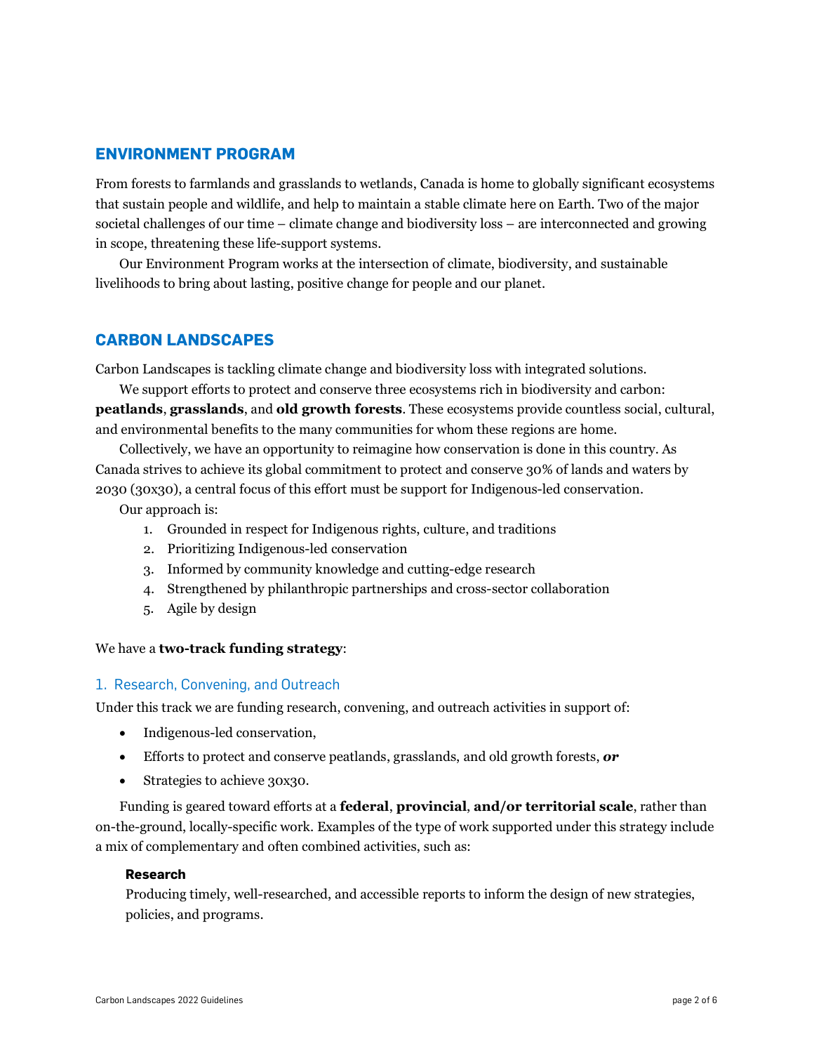## ENVIRONMENT PROGRAM

From forests to farmlands and grasslands to wetlands, Canada is home to globally significant ecosystems that sustain people and wildlife, and help to maintain a stable climate here on Earth. Two of the major societal challenges of our time – climate change and biodiversity loss – are interconnected and growing in scope, threatening these life-support systems.

Our Environment Program works at the intersection of climate, biodiversity, and sustainable livelihoods to bring about lasting, positive change for people and our planet.

## CARBON LANDSCAPES

Carbon Landscapes is tackling climate change and biodiversity loss with integrated solutions.

We support efforts to protect and conserve three ecosystems rich in biodiversity and carbon: **peatlands**, **grasslands**, and **old growth forests**. These ecosystems provide countless social, cultural, and environmental benefits to the many communities for whom these regions are home.

Collectively, we have an opportunity to reimagine how conservation is done in this country. As Canada strives to achieve its global commitment to protect and conserve 30% of lands and waters by 2030 (30x30), a central focus of this effort must be support for Indigenous-led conservation.

Our approach is:

1. Grounded in respect for Indigenous rights, culture, and traditions
2. Prioritizing Indigenous-led conservation
3. Informed by community knowledge and cutting-edge research
4. Strengthened by philanthropic partnerships and cross-sector collaboration
5. Agile by design

We have a **two-track funding strategy**:

### 1. Research, Convening, and Outreach

Under this track we are funding research, convening, and outreach activities in support of:

- Indigenous-led conservation,
- Efforts to protect and conserve peatlands, grasslands, and old growth forests, ***or***
- Strategies to achieve 30x30.

Funding is geared toward efforts at a **federal**, **provincial**, **and/or territorial scale**, rather than on-the-ground, locally-specific work. Examples of the type of work supported under this strategy include a mix of complementary and often combined activities, such as:

#### Research

Producing timely, well-researched, and accessible reports to inform the design of new strategies, policies, and programs.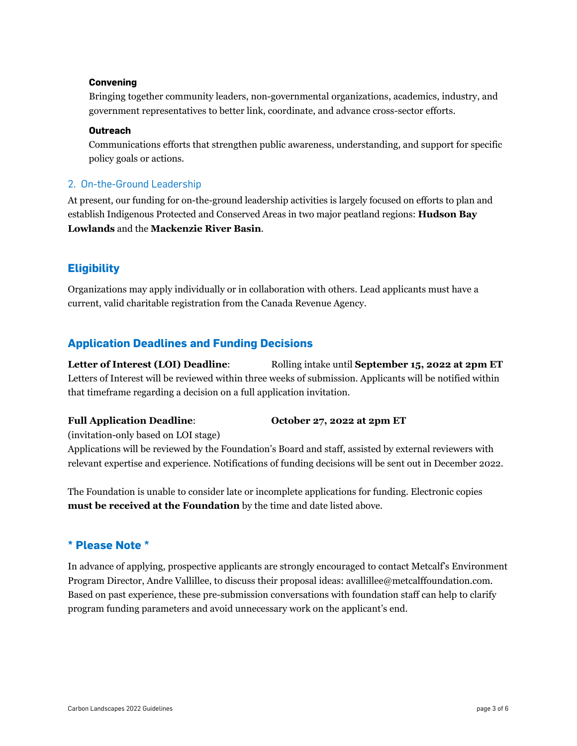#### Convening

Bringing together community leaders, non-governmental organizations, academics, industry, and government representatives to better link, coordinate, and advance cross-sector efforts.

#### Outreach

Communications efforts that strengthen public awareness, understanding, and support for specific policy goals or actions.

### 2. On-the-Ground Leadership

At present, our funding for on-the-ground leadership activities is largely focused on efforts to plan and establish Indigenous Protected and Conserved Areas in two major peatland regions: **Hudson Bay Lowlands** and the **Mackenzie River Basin**.

## Eligibility

Organizations may apply individually or in collaboration with others. Lead applicants must have a current, valid charitable registration from the Canada Revenue Agency.

## Application Deadlines and Funding Decisions

**Letter of Interest (LOI) Deadline**: Rolling intake until **September 15, 2022 at 2pm ET**

Letters of Interest will be reviewed within three weeks of submission. Applicants will be notified within that timeframe regarding a decision on a full application invitation.

**Full Application Deadline**: **October 27, 2022 at 2pm ET**

(invitation-only based on LOI stage)

Applications will be reviewed by the Foundation's Board and staff, assisted by external reviewers with relevant expertise and experience. Notifications of funding decisions will be sent out in December 2022.

The Foundation is unable to consider late or incomplete applications for funding. Electronic copies **must be received at the Foundation** by the time and date listed above.

## * Please Note *

In advance of applying, prospective applicants are strongly encouraged to contact Metcalf's Environment Program Director, Andre Vallillee, to discuss their proposal ideas: avallillee@metcalffoundation.com. Based on past experience, these pre-submission conversations with foundation staff can help to clarify program funding parameters and avoid unnecessary work on the applicant's end.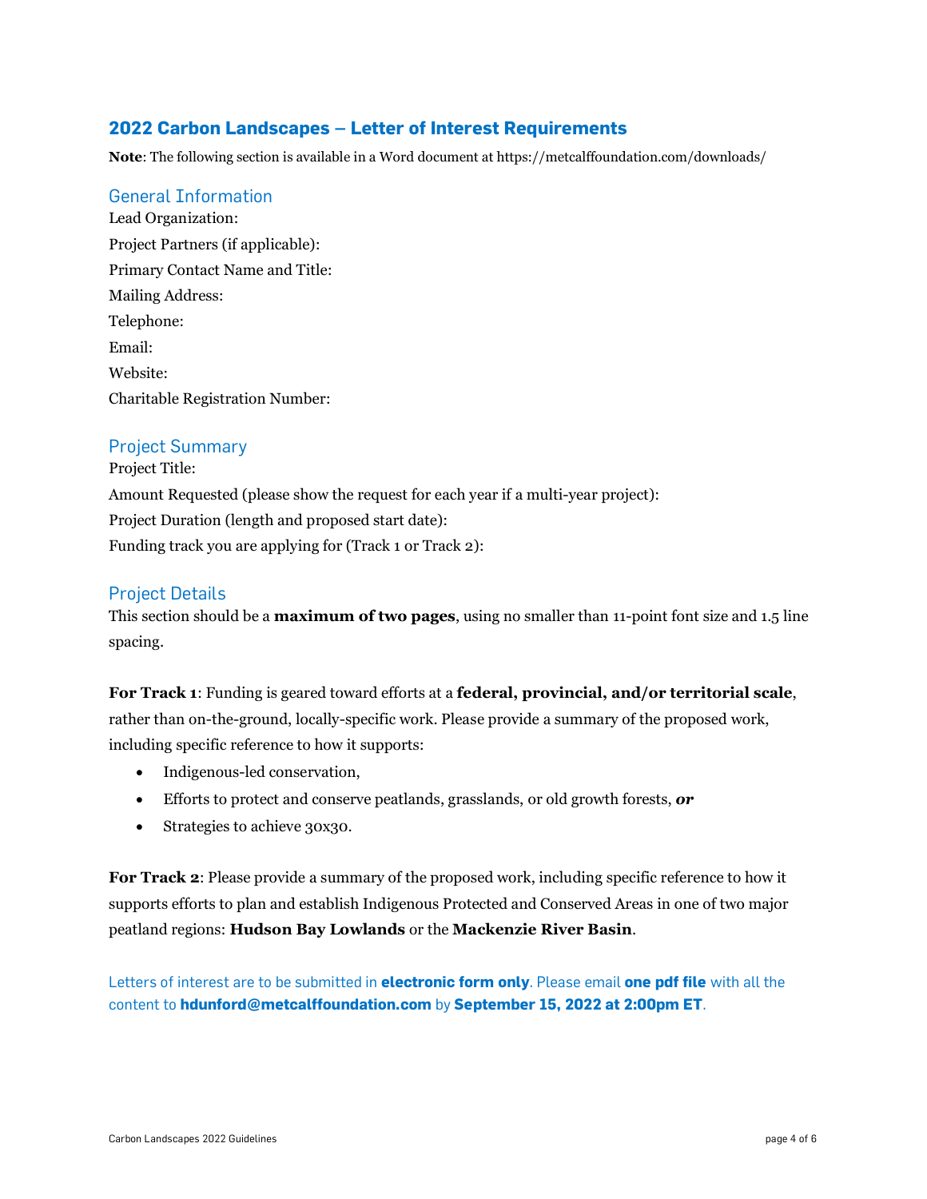## 2022 Carbon Landscapes – Letter of Interest Requirements

**Note**: The following section is available in a Word document at https://metcalffoundation.com/downloads/

### General Information

Lead Organization:

Project Partners (if applicable):

Primary Contact Name and Title:

Mailing Address:

Telephone:

Email:

Website:

Charitable Registration Number:

### Project Summary

Project Title:

Amount Requested (please show the request for each year if a multi-year project):

Project Duration (length and proposed start date):

Funding track you are applying for (Track 1 or Track 2):

### Project Details

This section should be a **maximum of two pages**, using no smaller than 11-point font size and 1.5 line spacing.

**For Track 1**: Funding is geared toward efforts at a **federal, provincial, and/or territorial scale**, rather than on-the-ground, locally-specific work. Please provide a summary of the proposed work, including specific reference to how it supports:

- Indigenous-led conservation,
- Efforts to protect and conserve peatlands, grasslands, or old growth forests, ***or***
- Strategies to achieve 30x30.

**For Track 2**: Please provide a summary of the proposed work, including specific reference to how it supports efforts to plan and establish Indigenous Protected and Conserved Areas in one of two major peatland regions: **Hudson Bay Lowlands** or the **Mackenzie River Basin**.

Letters of interest are to be submitted in **electronic form only**. Please email **one pdf file** with all the content to **hdunford@metcalffoundation.com** by **September 15, 2022 at 2:00pm ET**.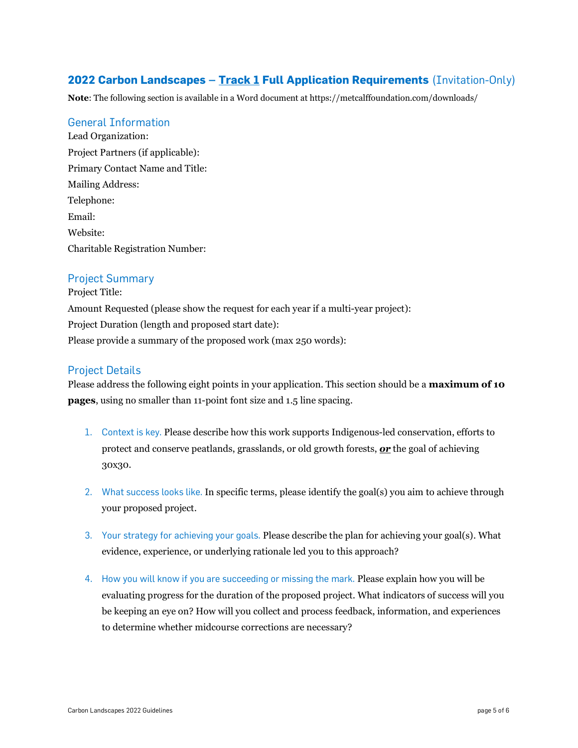## 2022 Carbon Landscapes – Track 1 Full Application Requirements (Invitation-Only)

**Note**: The following section is available in a Word document at https://metcalffoundation.com/downloads/

### General Information

Lead Organization:

Project Partners (if applicable):

Primary Contact Name and Title:

Mailing Address:

Telephone:

Email:

Website:

Charitable Registration Number:

### Project Summary

Project Title:

Amount Requested (please show the request for each year if a multi-year project):

Project Duration (length and proposed start date):

Please provide a summary of the proposed work (max 250 words):

### Project Details

Please address the following eight points in your application. This section should be a **maximum of 10 pages**, using no smaller than 11-point font size and 1.5 line spacing.

1. Context is key. Please describe how this work supports Indigenous-led conservation, efforts to protect and conserve peatlands, grasslands, or old growth forests, ***or*** the goal of achieving 30x30.

2. What success looks like. In specific terms, please identify the goal(s) you aim to achieve through your proposed project.

3. Your strategy for achieving your goals. Please describe the plan for achieving your goal(s). What evidence, experience, or underlying rationale led you to this approach?

4. How you will know if you are succeeding or missing the mark. Please explain how you will be evaluating progress for the duration of the proposed project. What indicators of success will you be keeping an eye on? How will you collect and process feedback, information, and experiences to determine whether midcourse corrections are necessary?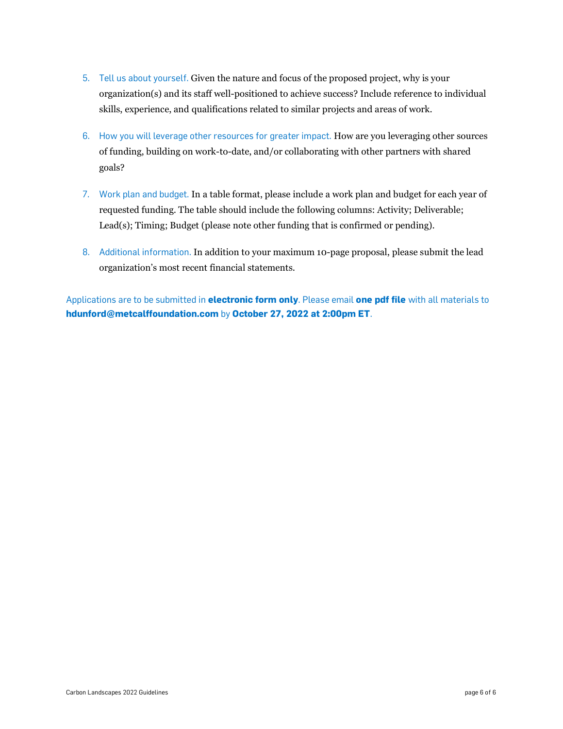5. Tell us about yourself. Given the nature and focus of the proposed project, why is your organization(s) and its staff well-positioned to achieve success? Include reference to individual skills, experience, and qualifications related to similar projects and areas of work.

6. How you will leverage other resources for greater impact. How are you leveraging other sources of funding, building on work-to-date, and/or collaborating with other partners with shared goals?

7. Work plan and budget. In a table format, please include a work plan and budget for each year of requested funding. The table should include the following columns: Activity; Deliverable; Lead(s); Timing; Budget (please note other funding that is confirmed or pending).

8. Additional information. In addition to your maximum 10-page proposal, please submit the lead organization's most recent financial statements.

Applications are to be submitted in **electronic form only**. Please email **one pdf file** with all materials to **hdunford@metcalffoundation.com** by **October 27, 2022 at 2:00pm ET**.